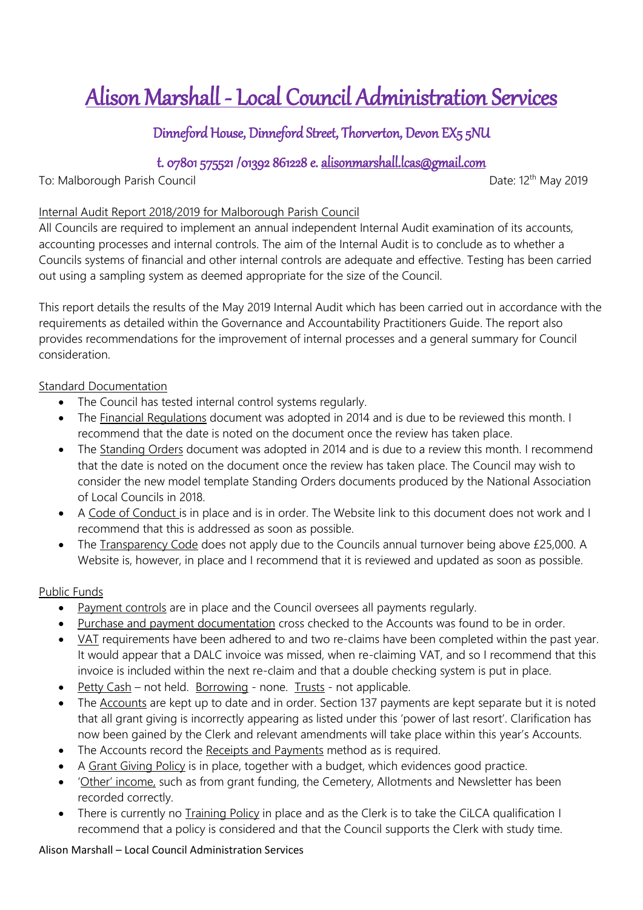// Alison Marshall - Local Council Administration Services

## Dinneford House, Dinneford Street, Thorverton, Devon EX5 5NU

### t. 07801 575521 /01392 861228 e. alisonmarshall.lcas@gmail.com

To: Malborough Parish Council

Date: 12th May 2019

Internal Audit Report 2018/2019 for Malborough Parish Council

All Councils are required to implement an annual independent Internal Audit examination of its accounts, accounting processes and internal controls. The aim of the Internal Audit is to conclude as to whether a Councils systems of financial and other internal controls are adequate and effective. Testing has been carried out using a sampling system as deemed appropriate for the size of the Council.

This report details the results of the May 2019 Internal Audit which has been carried out in accordance with the requirements as detailed within the Governance and Accountability Practitioners Guide. The report also provides recommendations for the improvement of internal processes and a general summary for Council consideration.

Standard Documentation

- The Council has tested internal control systems regularly.
- The Financial Regulations document was adopted in 2014 and is due to be reviewed this month. I recommend that the date is noted on the document once the review has taken place.
- The Standing Orders document was adopted in 2014 and is due to a review this month. I recommend that the date is noted on the document once the review has taken place. The Council may wish to consider the new model template Standing Orders documents produced by the National Association of Local Councils in 2018.
- A Code of Conduct is in place and is in order. The Website link to this document does not work and I recommend that this is addressed as soon as possible.
- The Transparency Code does not apply due to the Councils annual turnover being above £25,000. A Website is, however, in place and I recommend that it is reviewed and updated as soon as possible.

Public Funds

- Payment controls are in place and the Council oversees all payments regularly.
- Purchase and payment documentation cross checked to the Accounts was found to be in order.
- VAT requirements have been adhered to and two re-claims have been completed within the past year. It would appear that a DALC invoice was missed, when re-claiming VAT, and so I recommend that this invoice is included within the next re-claim and that a double checking system is put in place.
- Petty Cash – not held. Borrowing - none. Trusts - not applicable.
- The Accounts are kept up to date and in order. Section 137 payments are kept separate but it is noted that all grant giving is incorrectly appearing as listed under this 'power of last resort'. Clarification has now been gained by the Clerk and relevant amendments will take place within this year's Accounts.
- The Accounts record the Receipts and Payments method as is required.
- A Grant Giving Policy is in place, together with a budget, which evidences good practice.
- 'Other' income, such as from grant funding, the Cemetery, Allotments and Newsletter has been recorded correctly.
- There is currently no Training Policy in place and as the Clerk is to take the CiLCA qualification I recommend that a policy is considered and that the Council supports the Clerk with study time.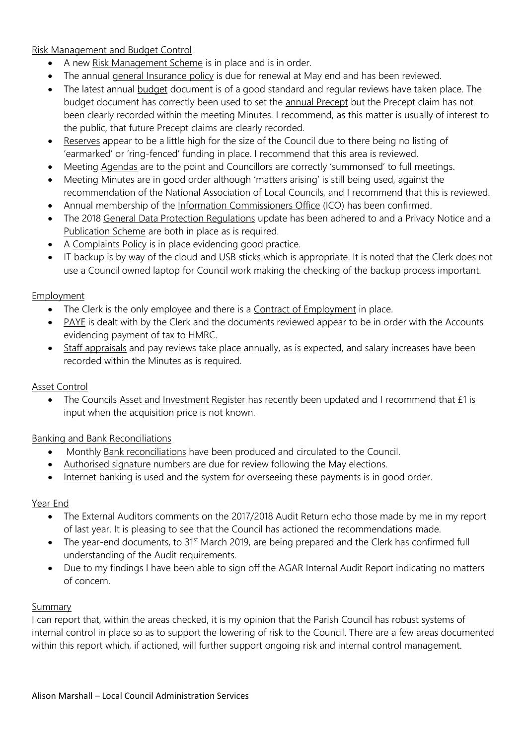Risk Management and Budget Control

- A new Risk Management Scheme is in place and is in order.
- The annual general Insurance policy is due for renewal at May end and has been reviewed.
- The latest annual budget document is of a good standard and regular reviews have taken place. The budget document has correctly been used to set the annual Precept but the Precept claim has not been clearly recorded within the meeting Minutes. I recommend, as this matter is usually of interest to the public, that future Precept claims are clearly recorded.
- Reserves appear to be a little high for the size of the Council due to there being no listing of 'earmarked' or 'ring-fenced' funding in place. I recommend that this area is reviewed.
- Meeting Agendas are to the point and Councillors are correctly 'summonsed' to full meetings.
- Meeting Minutes are in good order although 'matters arising' is still being used, against the recommendation of the National Association of Local Councils, and I recommend that this is reviewed.
- Annual membership of the Information Commissioners Office (ICO) has been confirmed.
- The 2018 General Data Protection Regulations update has been adhered to and a Privacy Notice and a Publication Scheme are both in place as is required.
- A Complaints Policy is in place evidencing good practice.
- IT backup is by way of the cloud and USB sticks which is appropriate. It is noted that the Clerk does not use a Council owned laptop for Council work making the checking of the backup process important.

Employment

- The Clerk is the only employee and there is a Contract of Employment in place.
- PAYE is dealt with by the Clerk and the documents reviewed appear to be in order with the Accounts evidencing payment of tax to HMRC.
- Staff appraisals and pay reviews take place annually, as is expected, and salary increases have been recorded within the Minutes as is required.

Asset Control

- The Councils Asset and Investment Register has recently been updated and I recommend that £1 is input when the acquisition price is not known.

Banking and Bank Reconciliations

- Monthly Bank reconciliations have been produced and circulated to the Council.
- Authorised signature numbers are due for review following the May elections.
- Internet banking is used and the system for overseeing these payments is in good order.

Year End

- The External Auditors comments on the 2017/2018 Audit Return echo those made by me in my report of last year. It is pleasing to see that the Council has actioned the recommendations made.
- The year-end documents, to 31st March 2019, are being prepared and the Clerk has confirmed full understanding of the Audit requirements.
- Due to my findings I have been able to sign off the AGAR Internal Audit Report indicating no matters of concern.

Summary

I can report that, within the areas checked, it is my opinion that the Parish Council has robust systems of internal control in place so as to support the lowering of risk to the Council. There are a few areas documented within this report which, if actioned, will further support ongoing risk and internal control management.

Alison Marshall – Local Council Administration Services